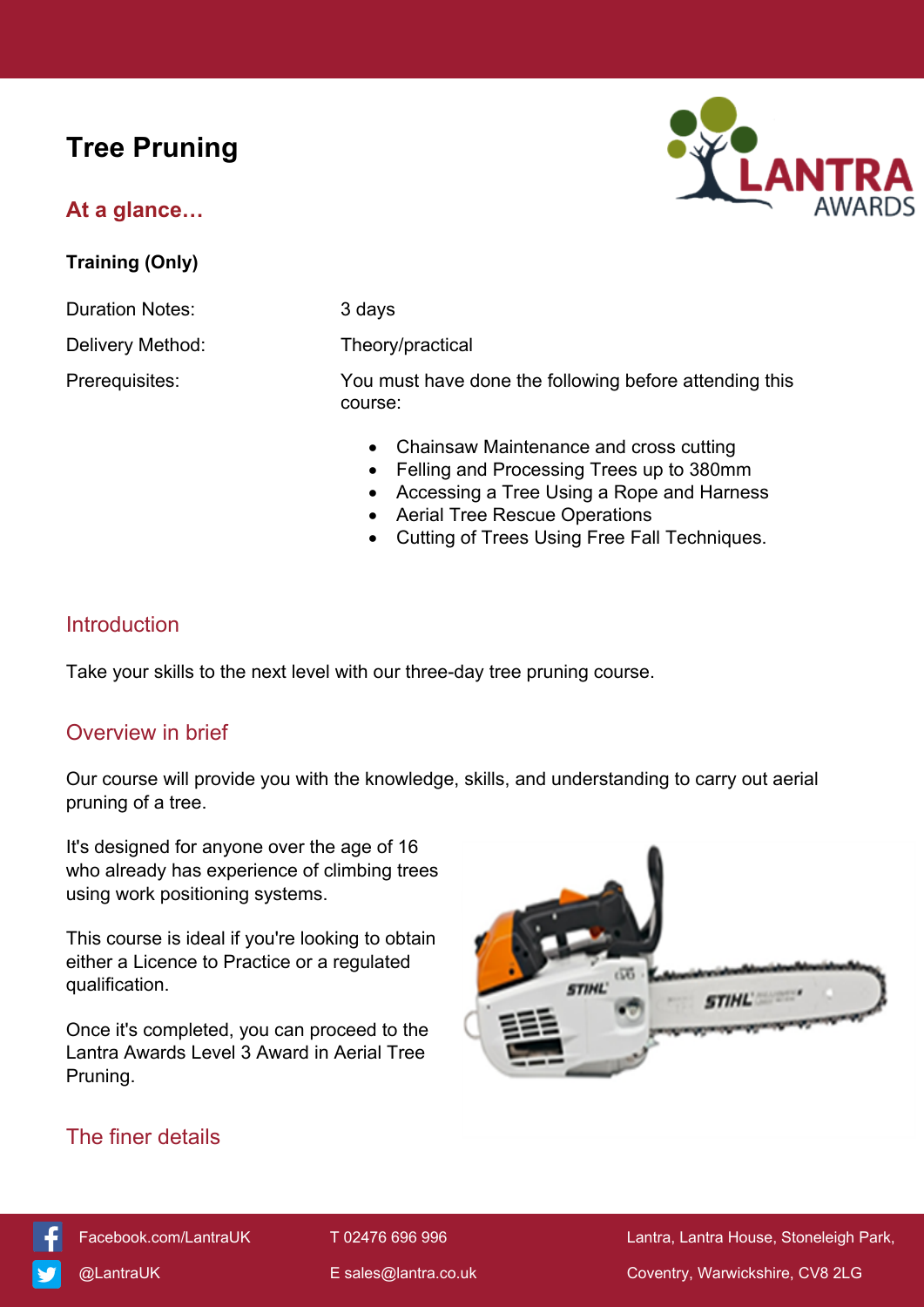# Tree Pruning

## At a glance…

**Training (Only)**

| | |
|---|---|
| Duration Notes: | 3 days |
| Delivery Method: | Theory/practical |
| Prerequisites: | You must have done the following before attending this course: |

- Chainsaw Maintenance and cross cutting
- Felling and Processing Trees up to 380mm
- Accessing a Tree Using a Rope and Harness
- Aerial Tree Rescue Operations
- Cutting of Trees Using Free Fall Techniques.

## Introduction

Take your skills to the next level with our three-day tree pruning course.

## Overview in brief

Our course will provide you with the knowledge, skills, and understanding to carry out aerial pruning of a tree.

It's designed for anyone over the age of 16 who already has experience of climbing trees using work positioning systems.

This course is ideal if you're looking to obtain either a Licence to Practice or a regulated qualification.

Once it's completed, you can proceed to the Lantra Awards Level 3 Award in Aerial Tree Pruning.

## The finer details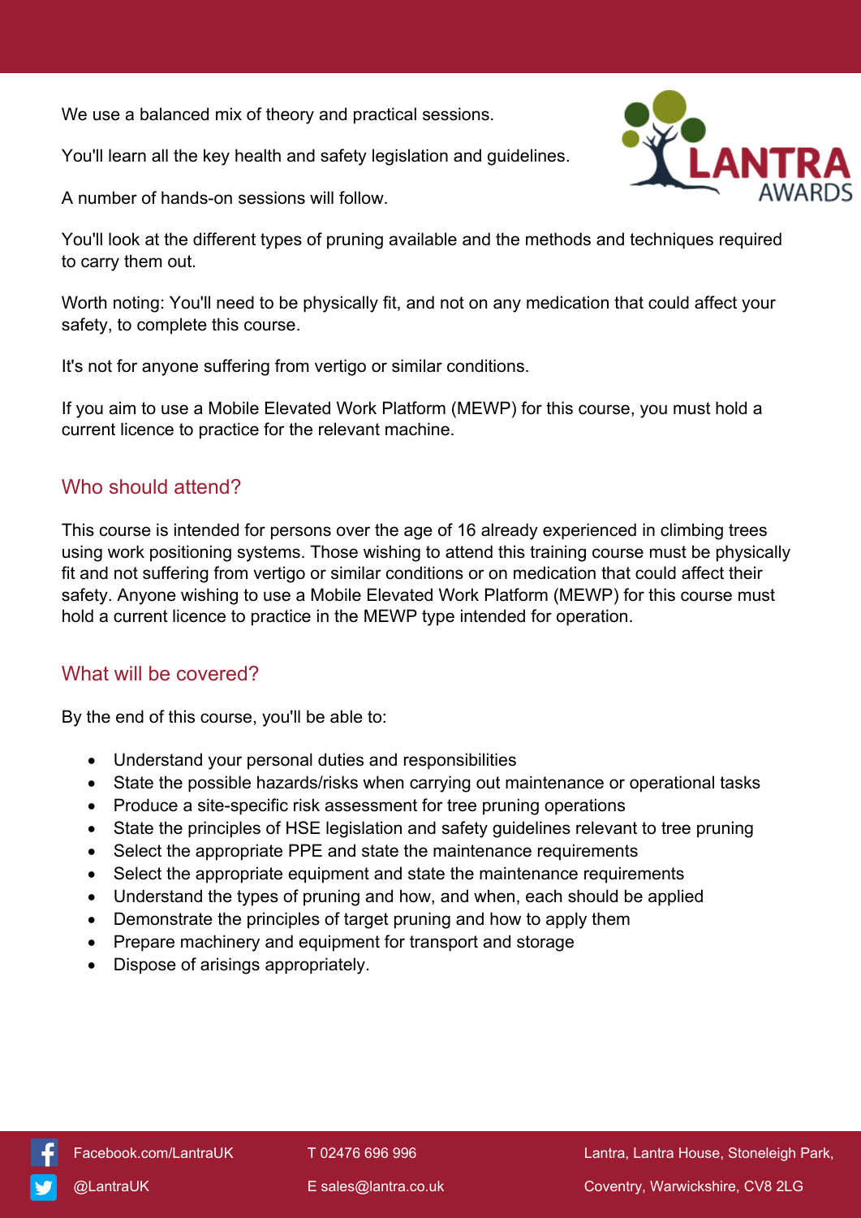We use a balanced mix of theory and practical sessions.

You'll learn all the key health and safety legislation and guidelines.

A number of hands-on sessions will follow.

You'll look at the different types of pruning available and the methods and techniques required to carry them out.

Worth noting: You'll need to be physically fit, and not on any medication that could affect your safety, to complete this course.

It's not for anyone suffering from vertigo or similar conditions.

If you aim to use a Mobile Elevated Work Platform (MEWP) for this course, you must hold a current licence to practice for the relevant machine.

## Who should attend?

This course is intended for persons over the age of 16 already experienced in climbing trees using work positioning systems. Those wishing to attend this training course must be physically fit and not suffering from vertigo or similar conditions or on medication that could affect their safety. Anyone wishing to use a Mobile Elevated Work Platform (MEWP) for this course must hold a current licence to practice in the MEWP type intended for operation.

## What will be covered?

By the end of this course, you'll be able to:

- Understand your personal duties and responsibilities
- State the possible hazards/risks when carrying out maintenance or operational tasks
- Produce a site-specific risk assessment for tree pruning operations
- State the principles of HSE legislation and safety guidelines relevant to tree pruning
- Select the appropriate PPE and state the maintenance requirements
- Select the appropriate equipment and state the maintenance requirements
- Understand the types of pruning and how, and when, each should be applied
- Demonstrate the principles of target pruning and how to apply them
- Prepare machinery and equipment for transport and storage
- Dispose of arisings appropriately.